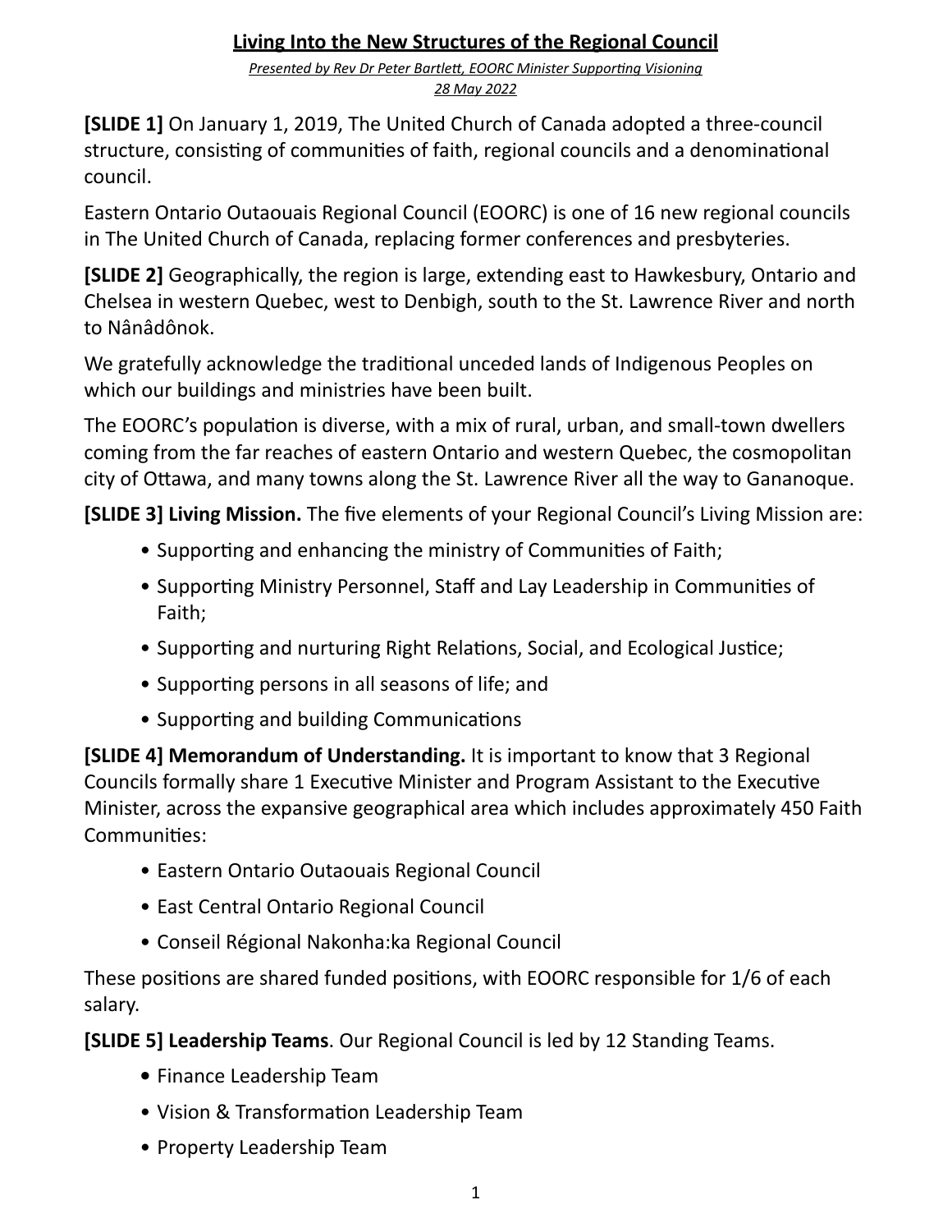# Living Into the New Structures of the Regional Council

*Presented by Rev Dr Peter Bartlett, EOORC Minister Supporting Visioning*
*28 May 2022*

**[SLIDE 1]** On January 1, 2019, The United Church of Canada adopted a three-council structure, consisting of communities of faith, regional councils and a denominational council.

Eastern Ontario Outaouais Regional Council (EOORC) is one of 16 new regional councils in The United Church of Canada, replacing former conferences and presbyteries.

**[SLIDE 2]** Geographically, the region is large, extending east to Hawkesbury, Ontario and Chelsea in western Quebec, west to Denbigh, south to the St. Lawrence River and north to Nânâdônok.

We gratefully acknowledge the traditional unceded lands of Indigenous Peoples on which our buildings and ministries have been built.

The EOORC's population is diverse, with a mix of rural, urban, and small-town dwellers coming from the far reaches of eastern Ontario and western Quebec, the cosmopolitan city of Ottawa, and many towns along the St. Lawrence River all the way to Gananoque.

**[SLIDE 3] Living Mission.** The five elements of your Regional Council's Living Mission are:

- Supporting and enhancing the ministry of Communities of Faith;
- Supporting Ministry Personnel, Staff and Lay Leadership in Communities of Faith;
- Supporting and nurturing Right Relations, Social, and Ecological Justice;
- Supporting persons in all seasons of life; and
- Supporting and building Communications

**[SLIDE 4] Memorandum of Understanding.** It is important to know that 3 Regional Councils formally share 1 Executive Minister and Program Assistant to the Executive Minister, across the expansive geographical area which includes approximately 450 Faith Communities:

- Eastern Ontario Outaouais Regional Council
- East Central Ontario Regional Council
- Conseil Régional Nakonha:ka Regional Council

These positions are shared funded positions, with EOORC responsible for 1/6 of each salary.

**[SLIDE 5] Leadership Teams**. Our Regional Council is led by 12 Standing Teams.

- Finance Leadership Team
- Vision & Transformation Leadership Team
- Property Leadership Team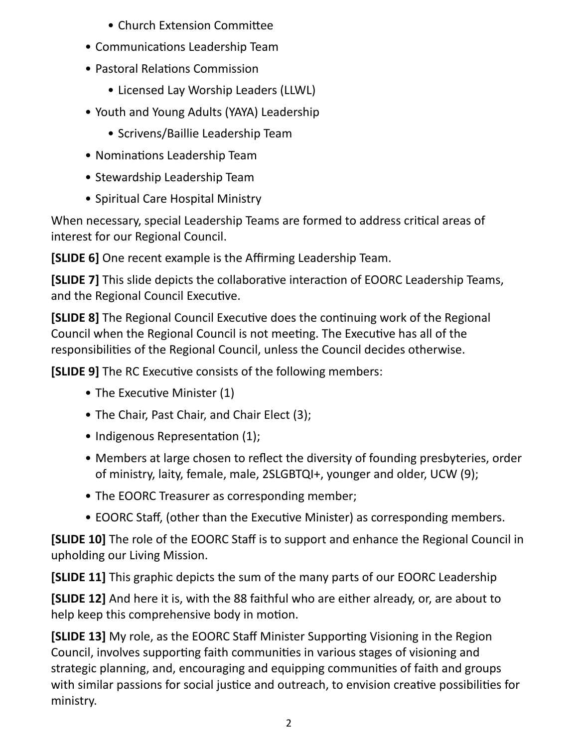- Church Extension Committee
- Communications Leadership Team
- Pastoral Relations Commission
    - Licensed Lay Worship Leaders (LLWL)
- Youth and Young Adults (YAYA) Leadership
    - Scrivens/Baillie Leadership Team
- Nominations Leadership Team
- Stewardship Leadership Team
- Spiritual Care Hospital Ministry

When necessary, special Leadership Teams are formed to address critical areas of interest for our Regional Council.

**[SLIDE 6]** One recent example is the Affirming Leadership Team.

**[SLIDE 7]** This slide depicts the collaborative interaction of EOORC Leadership Teams, and the Regional Council Executive.

**[SLIDE 8]** The Regional Council Executive does the continuing work of the Regional Council when the Regional Council is not meeting. The Executive has all of the responsibilities of the Regional Council, unless the Council decides otherwise.

**[SLIDE 9]** The RC Executive consists of the following members:

- The Executive Minister (1)
- The Chair, Past Chair, and Chair Elect (3);
- Indigenous Representation (1);
- Members at large chosen to reflect the diversity of founding presbyteries, order of ministry, laity, female, male, 2SLGBTQI+, younger and older, UCW (9);
- The EOORC Treasurer as corresponding member;
- EOORC Staff, (other than the Executive Minister) as corresponding members.

**[SLIDE 10]** The role of the EOORC Staff is to support and enhance the Regional Council in upholding our Living Mission.

**[SLIDE 11]** This graphic depicts the sum of the many parts of our EOORC Leadership

**[SLIDE 12]** And here it is, with the 88 faithful who are either already, or, are about to help keep this comprehensive body in motion.

**[SLIDE 13]** My role, as the EOORC Staff Minister Supporting Visioning in the Region Council, involves supporting faith communities in various stages of visioning and strategic planning, and, encouraging and equipping communities of faith and groups with similar passions for social justice and outreach, to envision creative possibilities for ministry.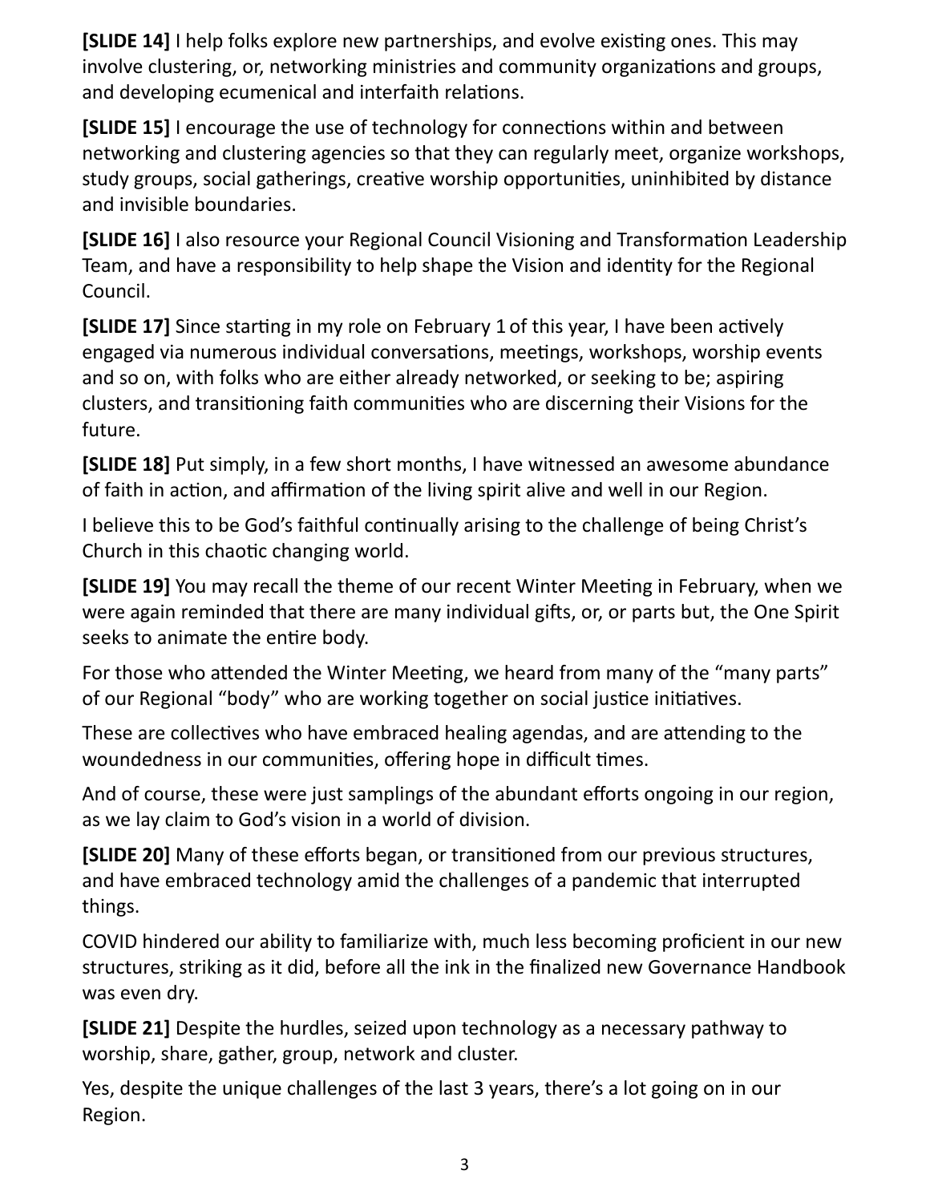**[SLIDE 14]** I help folks explore new partnerships, and evolve existing ones. This may involve clustering, or, networking ministries and community organizations and groups, and developing ecumenical and interfaith relations.

**[SLIDE 15]** I encourage the use of technology for connections within and between networking and clustering agencies so that they can regularly meet, organize workshops, study groups, social gatherings, creative worship opportunities, uninhibited by distance and invisible boundaries.

**[SLIDE 16]** I also resource your Regional Council Visioning and Transformation Leadership Team, and have a responsibility to help shape the Vision and identity for the Regional Council.

**[SLIDE 17]** Since starting in my role on February 1 of this year, I have been actively engaged via numerous individual conversations, meetings, workshops, worship events and so on, with folks who are either already networked, or seeking to be; aspiring clusters, and transitioning faith communities who are discerning their Visions for the future.

**[SLIDE 18]** Put simply, in a few short months, I have witnessed an awesome abundance of faith in action, and affirmation of the living spirit alive and well in our Region.

I believe this to be God's faithful continually arising to the challenge of being Christ's Church in this chaotic changing world.

**[SLIDE 19]** You may recall the theme of our recent Winter Meeting in February, when we were again reminded that there are many individual gifts, or, or parts but, the One Spirit seeks to animate the entire body.

For those who attended the Winter Meeting, we heard from many of the "many parts" of our Regional "body" who are working together on social justice initiatives.

These are collectives who have embraced healing agendas, and are attending to the woundedness in our communities, offering hope in difficult times.

And of course, these were just samplings of the abundant efforts ongoing in our region, as we lay claim to God's vision in a world of division.

**[SLIDE 20]** Many of these efforts began, or transitioned from our previous structures, and have embraced technology amid the challenges of a pandemic that interrupted things.

COVID hindered our ability to familiarize with, much less becoming proficient in our new structures, striking as it did, before all the ink in the finalized new Governance Handbook was even dry.

**[SLIDE 21]** Despite the hurdles, seized upon technology as a necessary pathway to worship, share, gather, group, network and cluster.

Yes, despite the unique challenges of the last 3 years, there's a lot going on in our Region.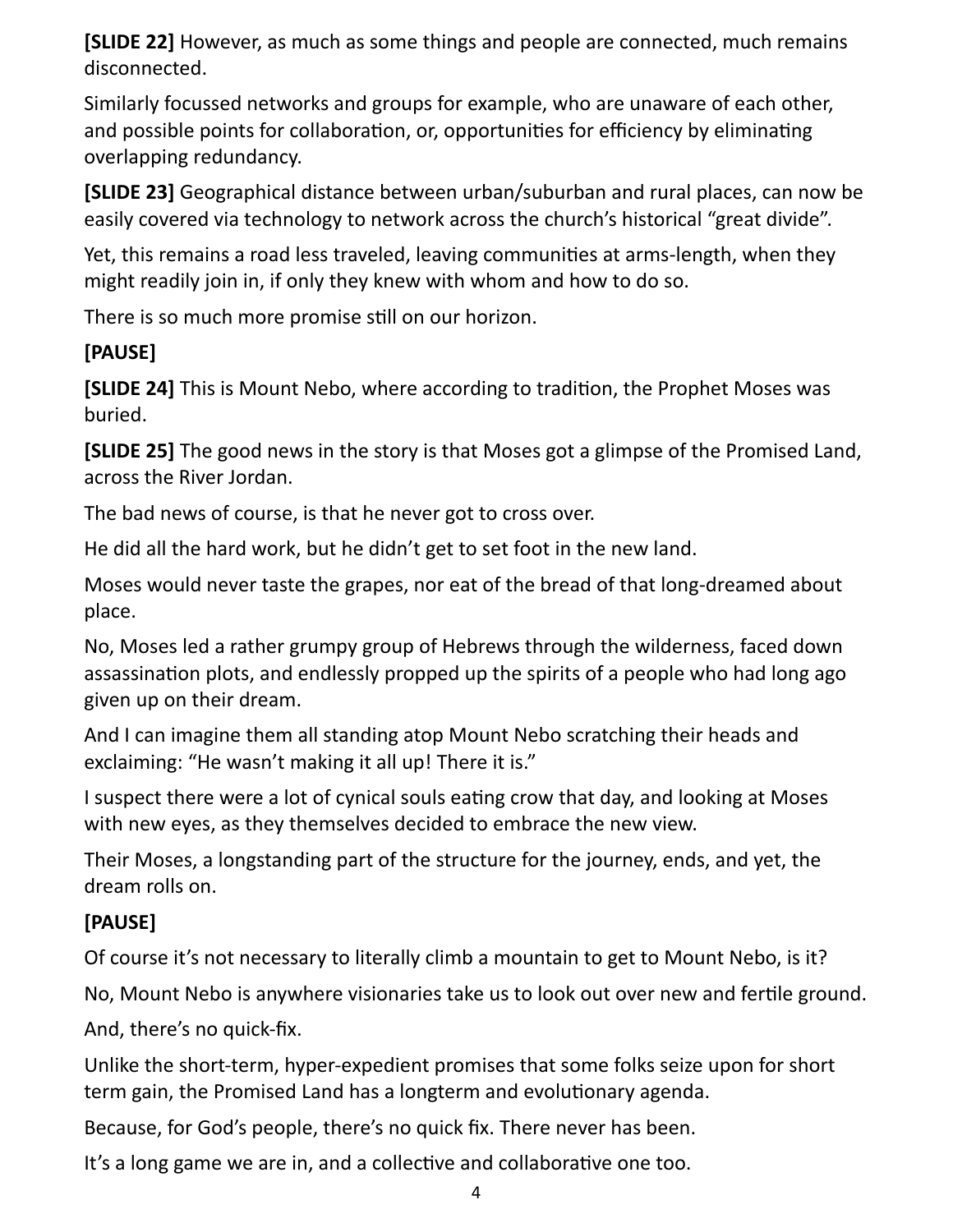**[SLIDE 22]** However, as much as some things and people are connected, much remains disconnected.

Similarly focussed networks and groups for example, who are unaware of each other, and possible points for collaboration, or, opportunities for efficiency by eliminating overlapping redundancy.

**[SLIDE 23]** Geographical distance between urban/suburban and rural places, can now be easily covered via technology to network across the church's historical "great divide".

Yet, this remains a road less traveled, leaving communities at arms-length, when they might readily join in, if only they knew with whom and how to do so.

There is so much more promise still on our horizon.

**[PAUSE]**

**[SLIDE 24]** This is Mount Nebo, where according to tradition, the Prophet Moses was buried.

**[SLIDE 25]** The good news in the story is that Moses got a glimpse of the Promised Land, across the River Jordan.

The bad news of course, is that he never got to cross over.

He did all the hard work, but he didn't get to set foot in the new land.

Moses would never taste the grapes, nor eat of the bread of that long-dreamed about place.

No, Moses led a rather grumpy group of Hebrews through the wilderness, faced down assassination plots, and endlessly propped up the spirits of a people who had long ago given up on their dream.

And I can imagine them all standing atop Mount Nebo scratching their heads and exclaiming: "He wasn't making it all up! There it is."

I suspect there were a lot of cynical souls eating crow that day, and looking at Moses with new eyes, as they themselves decided to embrace the new view.

Their Moses, a longstanding part of the structure for the journey, ends, and yet, the dream rolls on.

**[PAUSE]**

Of course it's not necessary to literally climb a mountain to get to Mount Nebo, is it?

No, Mount Nebo is anywhere visionaries take us to look out over new and fertile ground.

And, there's no quick-fix.

Unlike the short-term, hyper-expedient promises that some folks seize upon for short term gain, the Promised Land has a longterm and evolutionary agenda.

Because, for God's people, there's no quick fix. There never has been.

It's a long game we are in, and a collective and collaborative one too.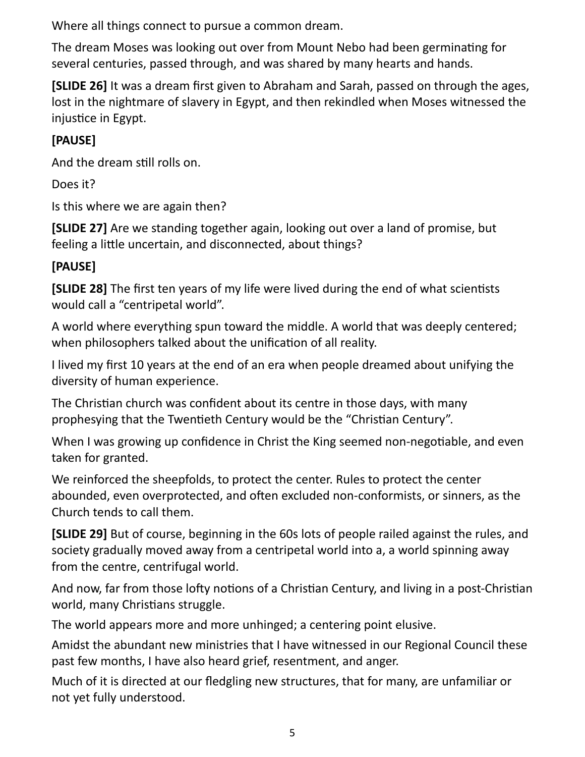Where all things connect to pursue a common dream.

The dream Moses was looking out over from Mount Nebo had been germinating for several centuries, passed through, and was shared by many hearts and hands.

**[SLIDE 26]** It was a dream first given to Abraham and Sarah, passed on through the ages, lost in the nightmare of slavery in Egypt, and then rekindled when Moses witnessed the injustice in Egypt.

**[PAUSE]**

And the dream still rolls on.

Does it?

Is this where we are again then?

**[SLIDE 27]** Are we standing together again, looking out over a land of promise, but feeling a little uncertain, and disconnected, about things?

**[PAUSE]**

**[SLIDE 28]** The first ten years of my life were lived during the end of what scientists would call a "centripetal world".

A world where everything spun toward the middle. A world that was deeply centered; when philosophers talked about the unification of all reality.

I lived my first 10 years at the end of an era when people dreamed about unifying the diversity of human experience.

The Christian church was confident about its centre in those days, with many prophesying that the Twentieth Century would be the "Christian Century".

When I was growing up confidence in Christ the King seemed non-negotiable, and even taken for granted.

We reinforced the sheepfolds, to protect the center. Rules to protect the center abounded, even overprotected, and often excluded non-conformists, or sinners, as the Church tends to call them.

**[SLIDE 29]** But of course, beginning in the 60s lots of people railed against the rules, and society gradually moved away from a centripetal world into a, a world spinning away from the centre, centrifugal world.

And now, far from those lofty notions of a Christian Century, and living in a post-Christian world, many Christians struggle.

The world appears more and more unhinged; a centering point elusive.

Amidst the abundant new ministries that I have witnessed in our Regional Council these past few months, I have also heard grief, resentment, and anger.

Much of it is directed at our fledgling new structures, that for many, are unfamiliar or not yet fully understood.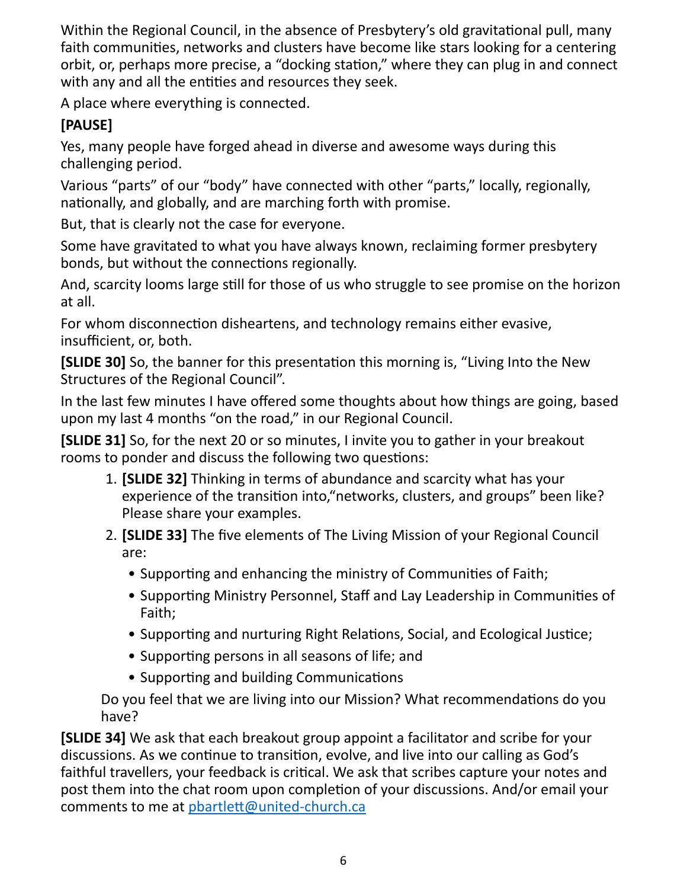Within the Regional Council, in the absence of Presbytery's old gravitational pull, many faith communities, networks and clusters have become like stars looking for a centering orbit, or, perhaps more precise, a "docking station," where they can plug in and connect with any and all the entities and resources they seek.

A place where everything is connected.

**[PAUSE]**

Yes, many people have forged ahead in diverse and awesome ways during this challenging period.

Various "parts" of our "body" have connected with other "parts," locally, regionally, nationally, and globally, and are marching forth with promise.

But, that is clearly not the case for everyone.

Some have gravitated to what you have always known, reclaiming former presbytery bonds, but without the connections regionally.

And, scarcity looms large still for those of us who struggle to see promise on the horizon at all.

For whom disconnection disheartens, and technology remains either evasive, insufficient, or, both.

**[SLIDE 30]** So, the banner for this presentation this morning is, "Living Into the New Structures of the Regional Council".

In the last few minutes I have offered some thoughts about how things are going, based upon my last 4 months "on the road," in our Regional Council.

**[SLIDE 31]** So, for the next 20 or so minutes, I invite you to gather in your breakout rooms to ponder and discuss the following two questions:

1. **[SLIDE 32]** Thinking in terms of abundance and scarcity what has your experience of the transition into,"networks, clusters, and groups" been like? Please share your examples.
2. **[SLIDE 33]** The five elements of The Living Mission of your Regional Council are:
    - Supporting and enhancing the ministry of Communities of Faith;
    - Supporting Ministry Personnel, Staff and Lay Leadership in Communities of Faith;
    - Supporting and nurturing Right Relations, Social, and Ecological Justice;
    - Supporting persons in all seasons of life; and
    - Supporting and building Communications

    Do you feel that we are living into our Mission? What recommendations do you have?

**[SLIDE 34]** We ask that each breakout group appoint a facilitator and scribe for your discussions. As we continue to transition, evolve, and live into our calling as God's faithful travellers, your feedback is critical. We ask that scribes capture your notes and post them into the chat room upon completion of your discussions. And/or email your comments to me at pbartlett@united-church.ca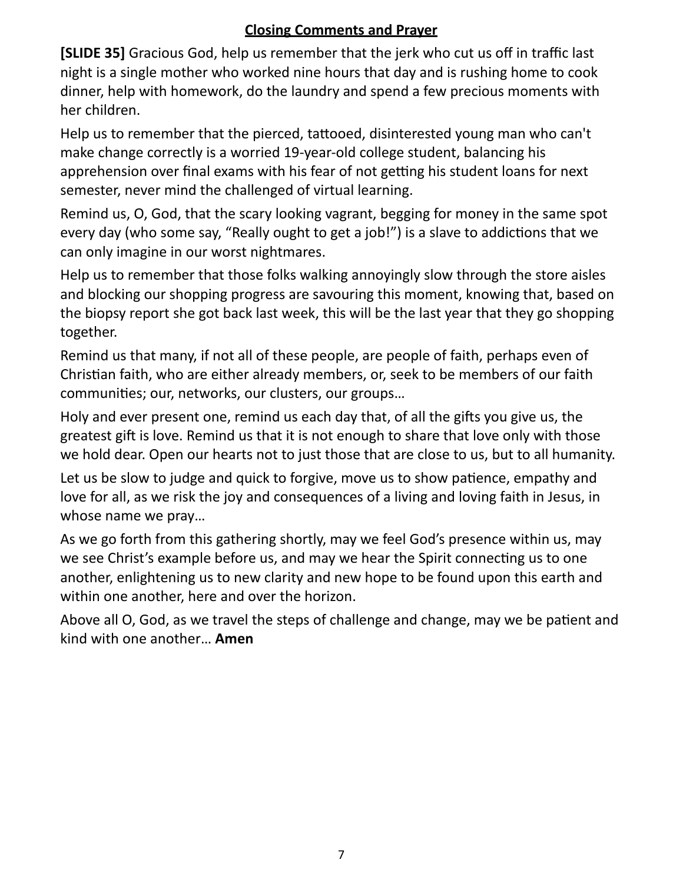**Closing Comments and Prayer**

**[SLIDE 35]** Gracious God, help us remember that the jerk who cut us off in traffic last night is a single mother who worked nine hours that day and is rushing home to cook dinner, help with homework, do the laundry and spend a few precious moments with her children.

Help us to remember that the pierced, tattooed, disinterested young man who can't make change correctly is a worried 19-year-old college student, balancing his apprehension over final exams with his fear of not getting his student loans for next semester, never mind the challenged of virtual learning.

Remind us, O, God, that the scary looking vagrant, begging for money in the same spot every day (who some say, "Really ought to get a job!") is a slave to addictions that we can only imagine in our worst nightmares.

Help us to remember that those folks walking annoyingly slow through the store aisles and blocking our shopping progress are savouring this moment, knowing that, based on the biopsy report she got back last week, this will be the last year that they go shopping together.

Remind us that many, if not all of these people, are people of faith, perhaps even of Christian faith, who are either already members, or, seek to be members of our faith communities; our, networks, our clusters, our groups…

Holy and ever present one, remind us each day that, of all the gifts you give us, the greatest gift is love. Remind us that it is not enough to share that love only with those we hold dear. Open our hearts not to just those that are close to us, but to all humanity.

Let us be slow to judge and quick to forgive, move us to show patience, empathy and love for all, as we risk the joy and consequences of a living and loving faith in Jesus, in whose name we pray…

As we go forth from this gathering shortly, may we feel God's presence within us, may we see Christ's example before us, and may we hear the Spirit connecting us to one another, enlightening us to new clarity and new hope to be found upon this earth and within one another, here and over the horizon.

Above all O, God, as we travel the steps of challenge and change, may we be patient and kind with one another… **Amen**